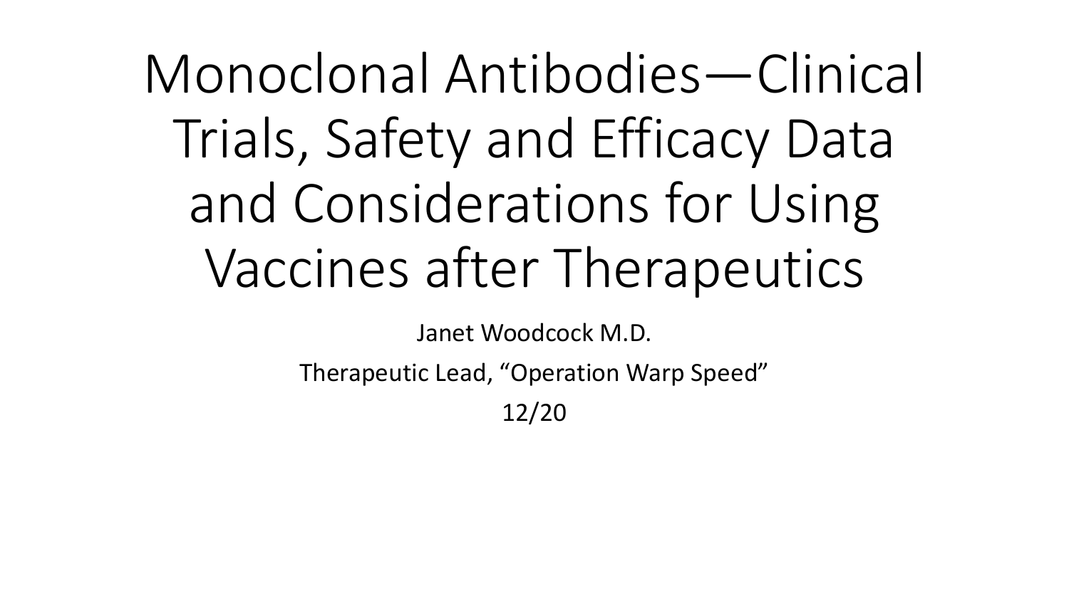# Monoclonal Antibodies—Clinical Trials, Safety and Efficacy Data and Considerations for Using Vaccines after Therapeutics

Janet Woodcock M.D.

Therapeutic Lead, “Operation Warp Speed”

12/20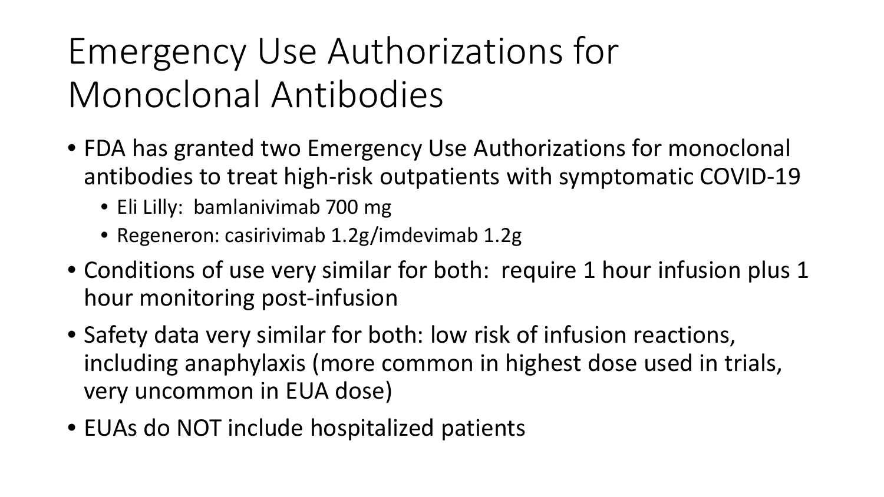# Emergency Use Authorizations for Monoclonal Antibodies

- FDA has granted two Emergency Use Authorizations for monoclonal antibodies to treat high-risk outpatients with symptomatic COVID-19
  - Eli Lilly:  bamlanivimab 700 mg
  - Regeneron: casirivimab 1.2g/imdevimab 1.2g
- Conditions of use very similar for both:  require 1 hour infusion plus 1 hour monitoring post-infusion
- Safety data very similar for both: low risk of infusion reactions, including anaphylaxis (more common in highest dose used in trials, very uncommon in EUA dose)
- EUAs do NOT include hospitalized patients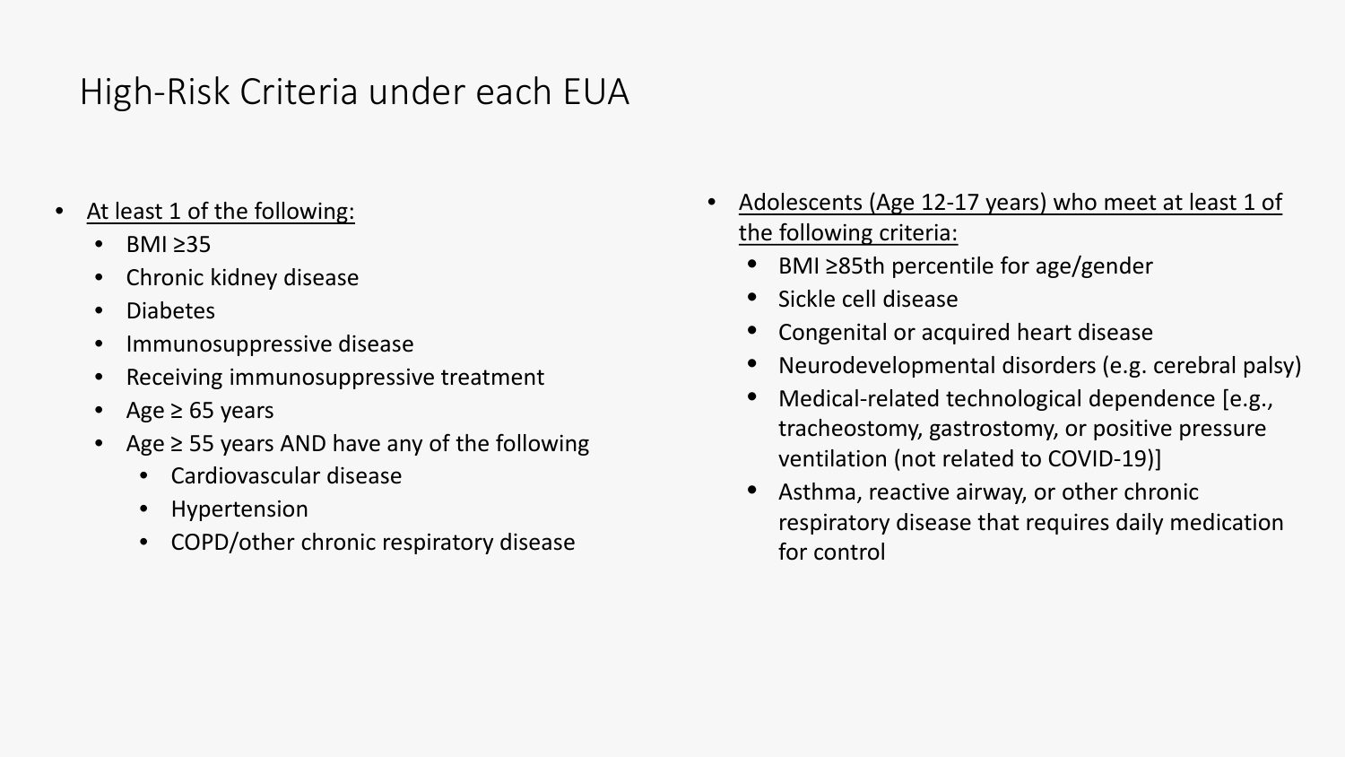# High-Risk Criteria under each EUA

- <u>At least 1 of the following:</u>
  - BMI ≥35
  - Chronic kidney disease
  - Diabetes
  - Immunosuppressive disease
  - Receiving immunosuppressive treatment
  - Age ≥ 65 years
  - Age ≥ 55 years AND have any of the following
    - Cardiovascular disease
    - Hypertension
    - COPD/other chronic respiratory disease

- <u>Adolescents (Age 12-17 years) who meet at least 1 of the following criteria:</u>
  - BMI ≥85th percentile for age/gender
  - Sickle cell disease
  - Congenital or acquired heart disease
  - Neurodevelopmental disorders (e.g. cerebral palsy)
  - Medical-related technological dependence [e.g., tracheostomy, gastrostomy, or positive pressure ventilation (not related to COVID-19)]
  - Asthma, reactive airway, or other chronic respiratory disease that requires daily medication for control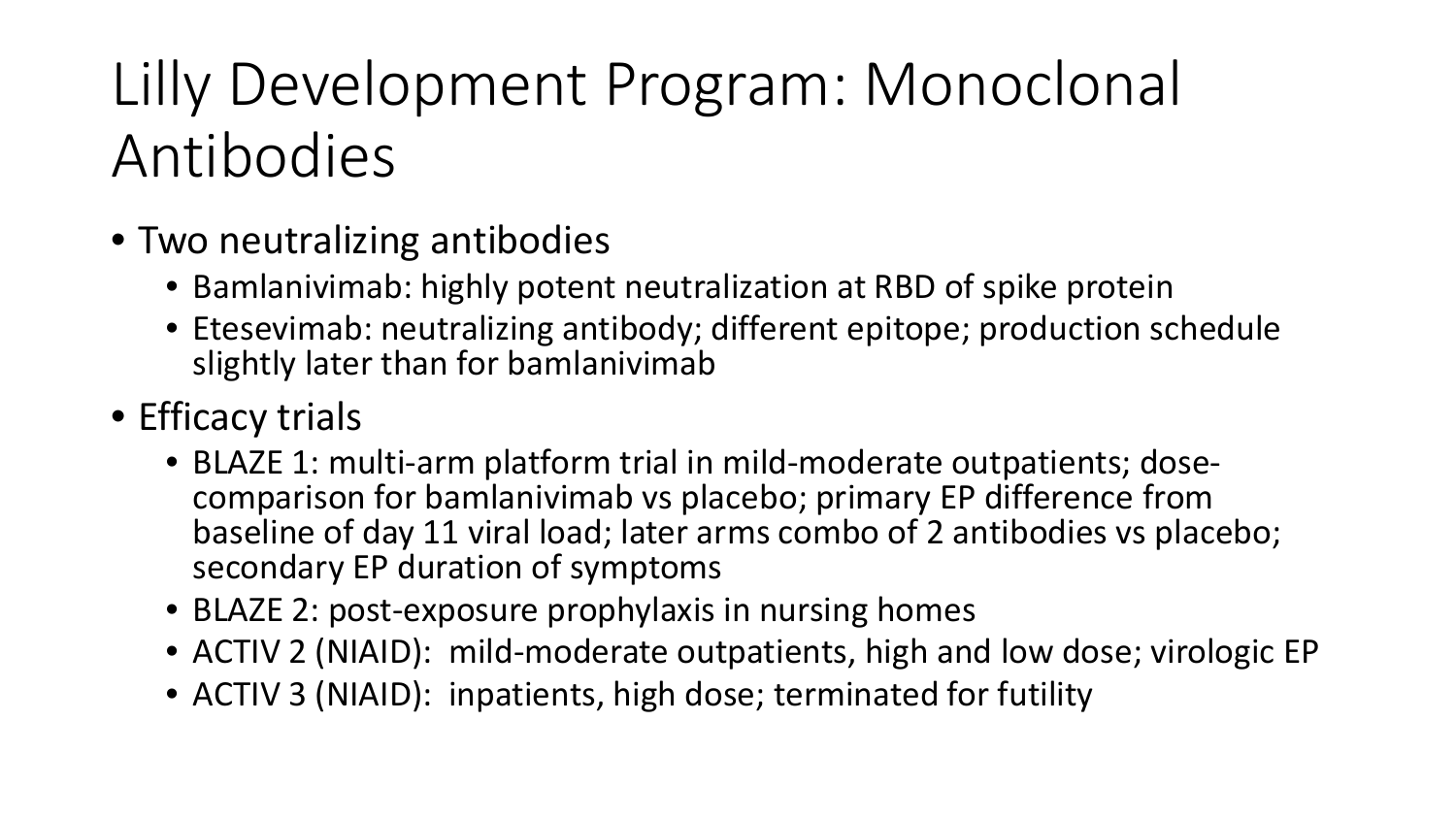# Lilly Development Program: Monoclonal Antibodies

- Two neutralizing antibodies
  - Bamlanivimab: highly potent neutralization at RBD of spike protein
  - Etesevimab: neutralizing antibody; different epitope; production schedule slightly later than for bamlanivimab
- Efficacy trials
  - BLAZE 1: multi-arm platform trial in mild-moderate outpatients; dose-comparison for bamlanivimab vs placebo; primary EP difference from baseline of day 11 viral load; later arms combo of 2 antibodies vs placebo; secondary EP duration of symptoms
  - BLAZE 2: post-exposure prophylaxis in nursing homes
  - ACTIV 2 (NIAID): mild-moderate outpatients, high and low dose; virologic EP
  - ACTIV 3 (NIAID): inpatients, high dose; terminated for futility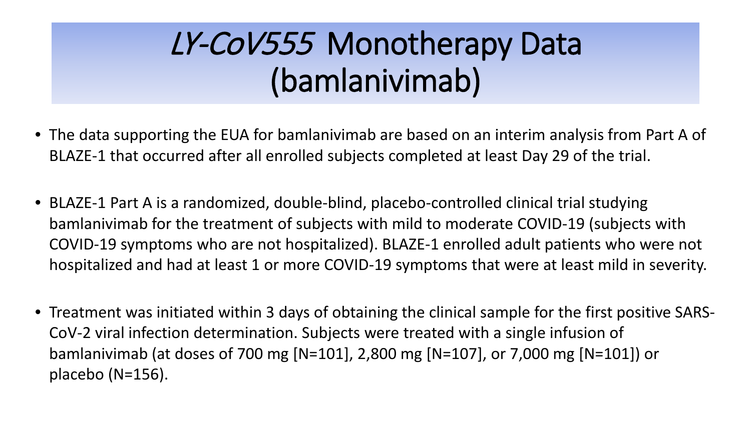# *LY-CoV555* Monotherapy Data (bamlanivimab)

- The data supporting the EUA for bamlanivimab are based on an interim analysis from Part A of BLAZE-1 that occurred after all enrolled subjects completed at least Day 29 of the trial.
- BLAZE-1 Part A is a randomized, double-blind, placebo-controlled clinical trial studying bamlanivimab for the treatment of subjects with mild to moderate COVID-19 (subjects with COVID-19 symptoms who are not hospitalized). BLAZE-1 enrolled adult patients who were not hospitalized and had at least 1 or more COVID-19 symptoms that were at least mild in severity.
- Treatment was initiated within 3 days of obtaining the clinical sample for the first positive SARS-CoV-2 viral infection determination. Subjects were treated with a single infusion of bamlanivimab (at doses of 700 mg [N=101], 2,800 mg [N=107], or 7,000 mg [N=101]) or placebo (N=156).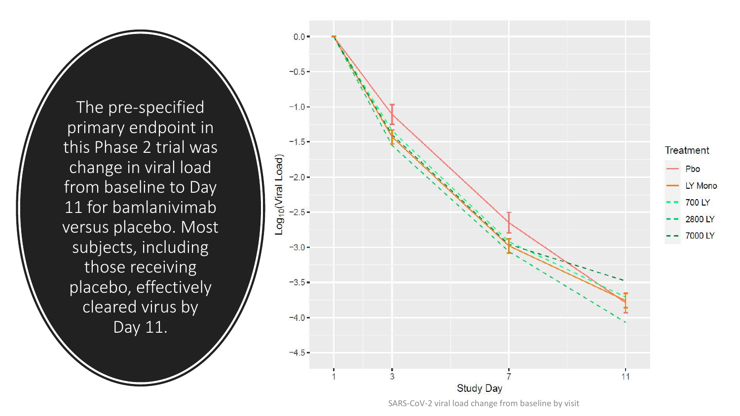The pre-specified primary endpoint in this Phase 2 trial was change in viral load from baseline to Day 11 for bamlanivimab versus placebo. Most subjects, including those receiving placebo, effectively cleared virus by Day 11.

SARS-CoV-2 viral load change from baseline by visit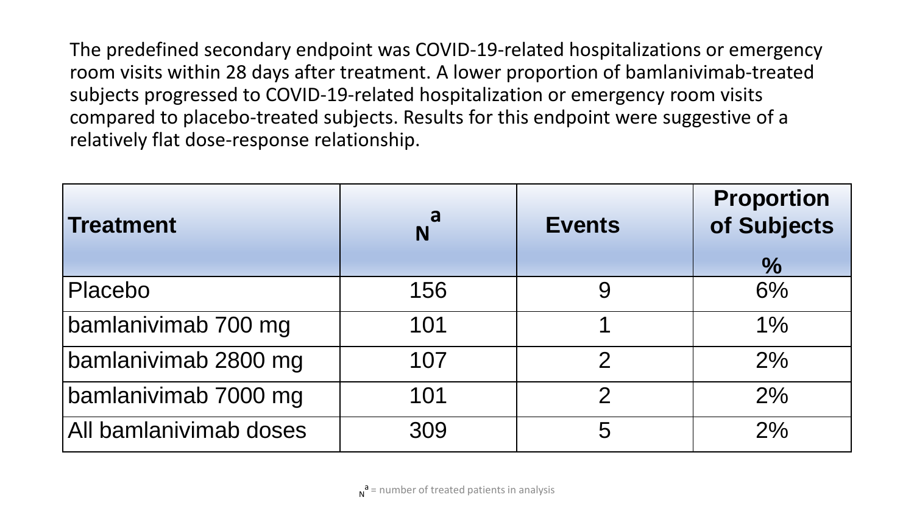The predefined secondary endpoint was COVID-19-related hospitalizations or emergency room visits within 28 days after treatment. A lower proportion of bamlanivimab-treated subjects progressed to COVID-19-related hospitalization or emergency room visits compared to placebo-treated subjects. Results for this endpoint were suggestive of a relatively flat dose-response relationship.

| Treatment | N[a] | Events | Proportion of Subjects % |
|---|---|---|---|
| Placebo | 156 | 9 | 6% |
| bamlanivimab 700 mg | 101 | 1 | 1% |
| bamlanivimab 2800 mg | 107 | 2 | 2% |
| bamlanivimab 7000 mg | 101 | 2 | 2% |
| All bamlanivimab doses | 309 | 5 | 2% |

N[a] = number of treated patients in analysis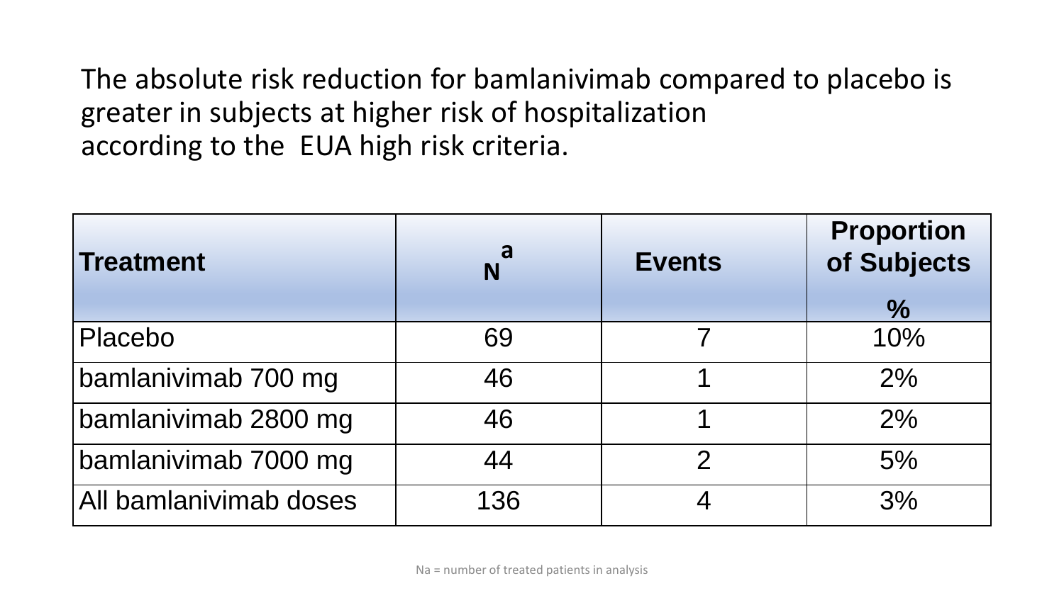The absolute risk reduction for bamlanivimab compared to placebo is greater in subjects at higher risk of hospitalization according to the EUA high risk criteria.

| Treatment | N[a] | Events | Proportion of Subjects % |
|---|---|---|---|
| Placebo | 69 | 7 | 10% |
| bamlanivimab 700 mg | 46 | 1 | 2% |
| bamlanivimab 2800 mg | 46 | 1 | 2% |
| bamlanivimab 7000 mg | 44 | 2 | 5% |
| All bamlanivimab doses | 136 | 4 | 3% |

Na = number of treated patients in analysis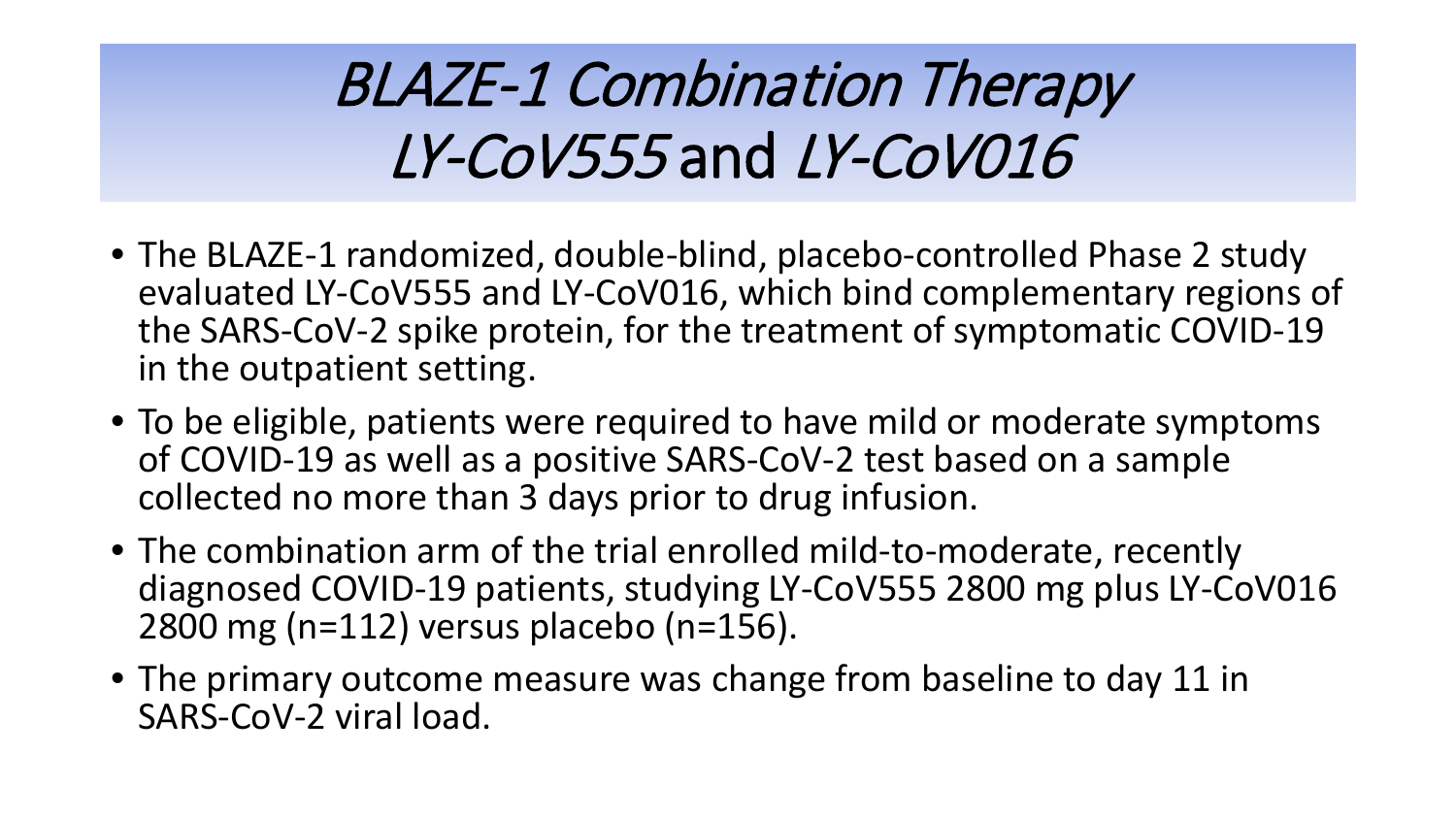# *BLAZE-1 Combination Therapy* *LY-CoV555* and *LY-CoV016*

- The BLAZE-1 randomized, double-blind, placebo-controlled Phase 2 study evaluated LY-CoV555 and LY-CoV016, which bind complementary regions of the SARS-CoV-2 spike protein, for the treatment of symptomatic COVID-19 in the outpatient setting.
- To be eligible, patients were required to have mild or moderate symptoms of COVID-19 as well as a positive SARS-CoV-2 test based on a sample collected no more than 3 days prior to drug infusion.
- The combination arm of the trial enrolled mild-to-moderate, recently diagnosed COVID-19 patients, studying LY-CoV555 2800 mg plus LY-CoV016 2800 mg (n=112) versus placebo (n=156).
- The primary outcome measure was change from baseline to day 11 in SARS-CoV-2 viral load.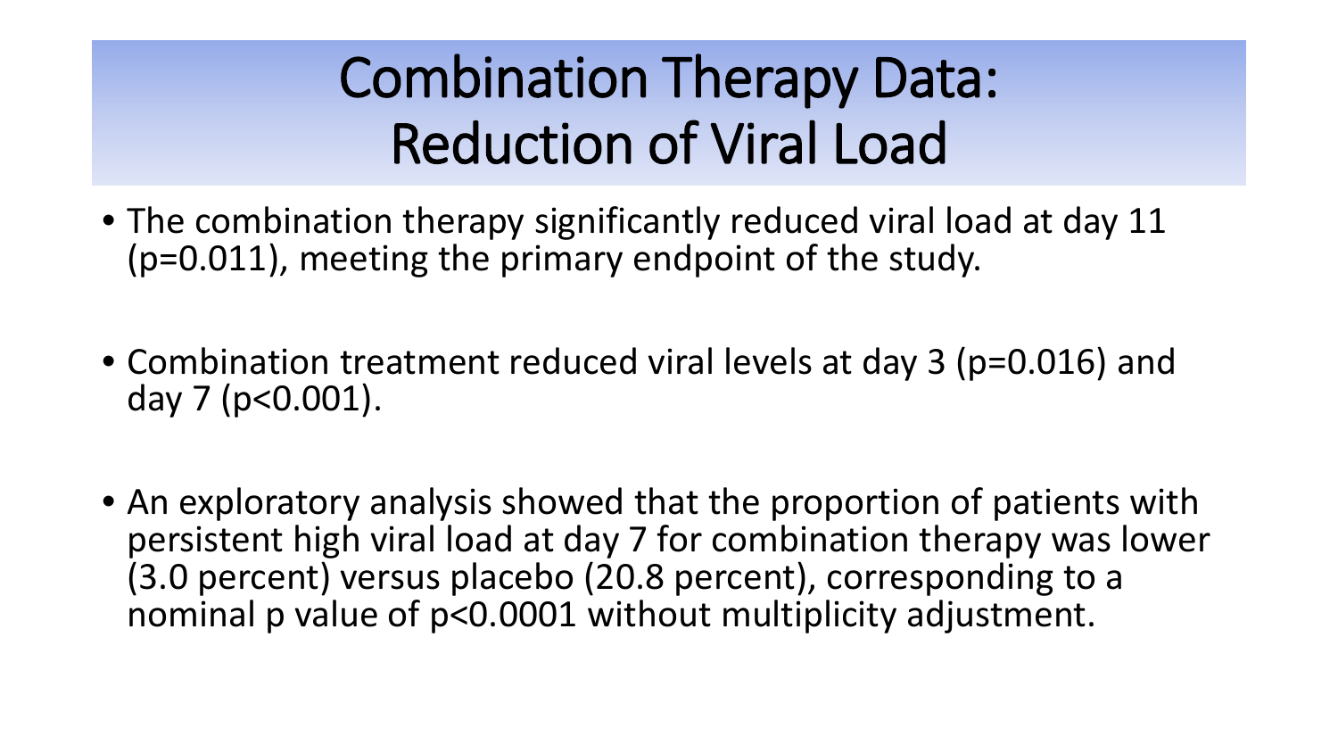# Combination Therapy Data: Reduction of Viral Load

- The combination therapy significantly reduced viral load at day 11 ($p=0.011$), meeting the primary endpoint of the study.
- Combination treatment reduced viral levels at day 3 ($p=0.016$) and day 7 ($p<0.001$).
- An exploratory analysis showed that the proportion of patients with persistent high viral load at day 7 for combination therapy was lower (3.0 percent) versus placebo (20.8 percent), corresponding to a nominal p value of $p<0.0001$ without multiplicity adjustment.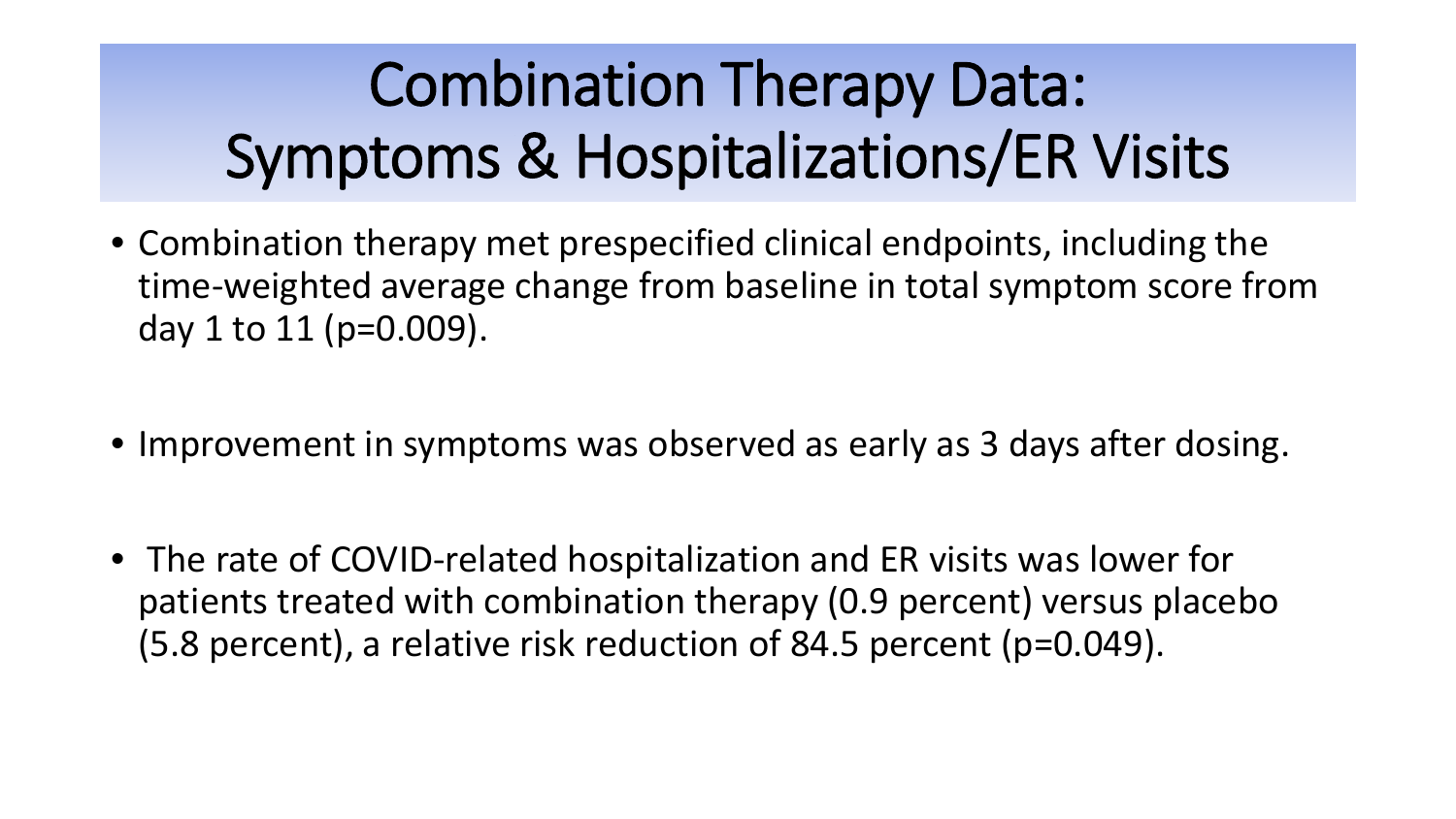# Combination Therapy Data: Symptoms & Hospitalizations/ER Visits

- Combination therapy met prespecified clinical endpoints, including the time-weighted average change from baseline in total symptom score from day 1 to 11 ($p=0.009$).
- Improvement in symptoms was observed as early as 3 days after dosing.
- The rate of COVID-related hospitalization and ER visits was lower for patients treated with combination therapy (0.9 percent) versus placebo (5.8 percent), a relative risk reduction of 84.5 percent ($p=0.049$).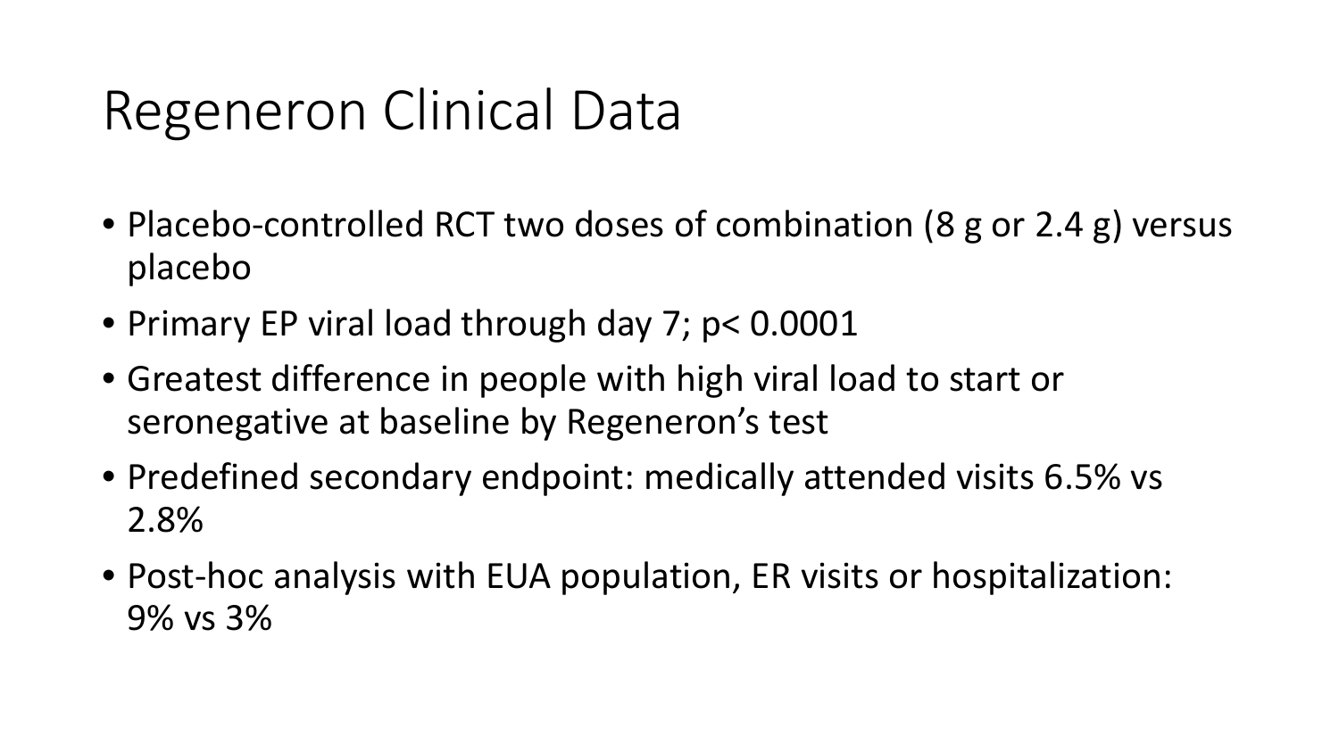# Regeneron Clinical Data

- Placebo-controlled RCT two doses of combination (8 g or 2.4 g) versus placebo
- Primary EP viral load through day 7; $p < 0.0001$
- Greatest difference in people with high viral load to start or seronegative at baseline by Regeneron's test
- Predefined secondary endpoint: medically attended visits 6.5% vs 2.8%
- Post-hoc analysis with EUA population, ER visits or hospitalization: 9% vs 3%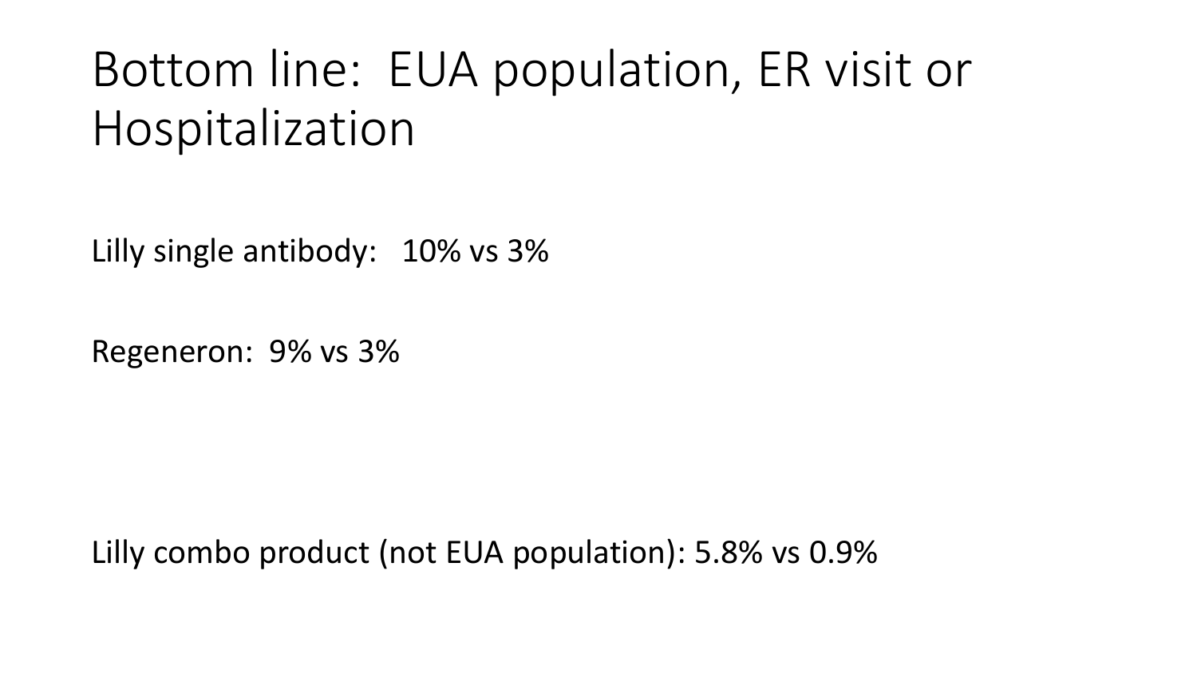# Bottom line: EUA population, ER visit or Hospitalization

Lilly single antibody: 10% vs 3%

Regeneron: 9% vs 3%

Lilly combo product (not EUA population): 5.8% vs 0.9%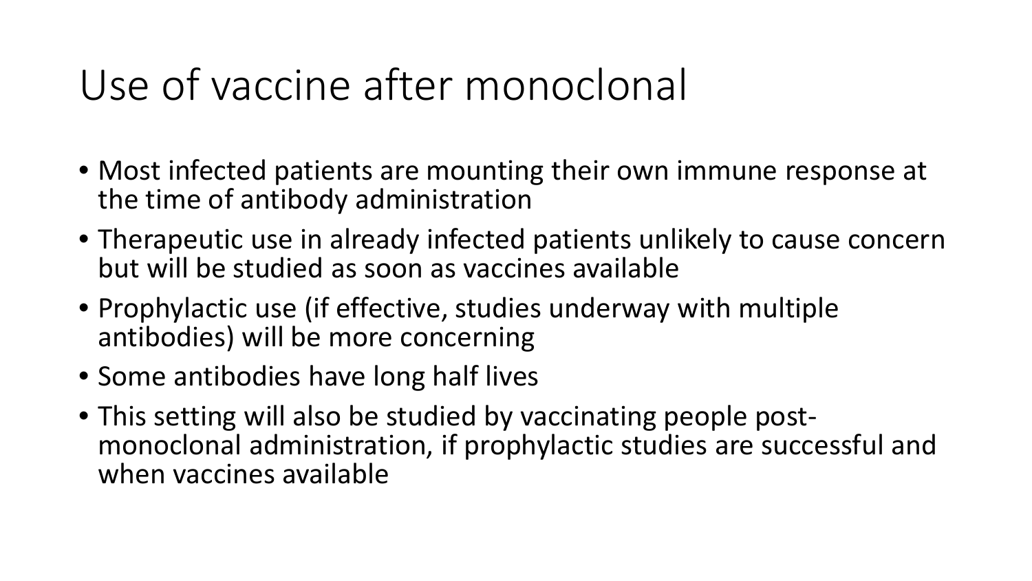# Use of vaccine after monoclonal

- Most infected patients are mounting their own immune response at the time of antibody administration
- Therapeutic use in already infected patients unlikely to cause concern but will be studied as soon as vaccines available
- Prophylactic use (if effective, studies underway with multiple antibodies) will be more concerning
- Some antibodies have long half lives
- This setting will also be studied by vaccinating people post-monoclonal administration, if prophylactic studies are successful and when vaccines available